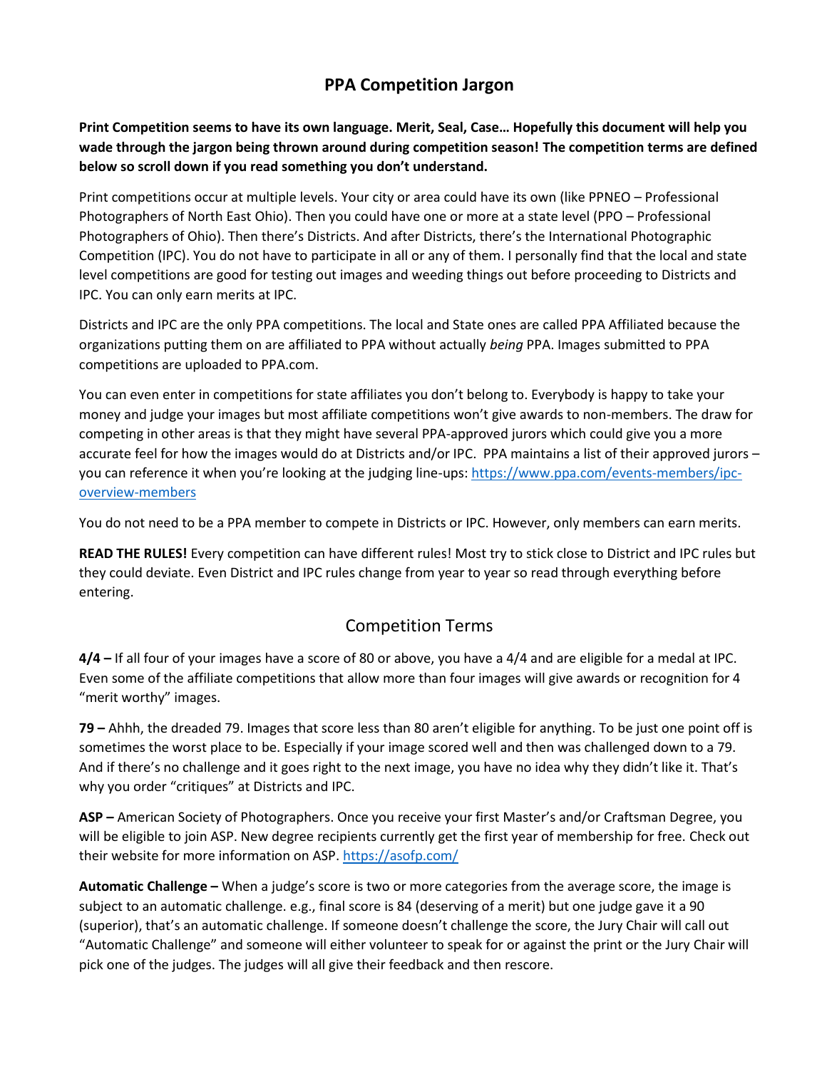# PPA Competition Jargon

**Print Competition seems to have its own language. Merit, Seal, Case… Hopefully this document will help you wade through the jargon being thrown around during competition season! The competition terms are defined below so scroll down if you read something you don't understand.**

Print competitions occur at multiple levels. Your city or area could have its own (like PPNEO – Professional Photographers of North East Ohio). Then you could have one or more at a state level (PPO – Professional Photographers of Ohio). Then there's Districts. And after Districts, there's the International Photographic Competition (IPC). You do not have to participate in all or any of them. I personally find that the local and state level competitions are good for testing out images and weeding things out before proceeding to Districts and IPC. You can only earn merits at IPC.

Districts and IPC are the only PPA competitions. The local and State ones are called PPA Affiliated because the organizations putting them on are affiliated to PPA without actually *being* PPA. Images submitted to PPA competitions are uploaded to PPA.com.

You can even enter in competitions for state affiliates you don't belong to. Everybody is happy to take your money and judge your images but most affiliate competitions won't give awards to non-members. The draw for competing in other areas is that they might have several PPA-approved jurors which could give you a more accurate feel for how the images would do at Districts and/or IPC. PPA maintains a list of their approved jurors – you can reference it when you're looking at the judging line-ups: https://www.ppa.com/events-members/ipc-overview-members

You do not need to be a PPA member to compete in Districts or IPC. However, only members can earn merits.

**READ THE RULES!** Every competition can have different rules! Most try to stick close to District and IPC rules but they could deviate. Even District and IPC rules change from year to year so read through everything before entering.

## Competition Terms

**4/4 –** If all four of your images have a score of 80 or above, you have a 4/4 and are eligible for a medal at IPC. Even some of the affiliate competitions that allow more than four images will give awards or recognition for 4 "merit worthy" images.

**79 –** Ahhh, the dreaded 79. Images that score less than 80 aren't eligible for anything. To be just one point off is sometimes the worst place to be. Especially if your image scored well and then was challenged down to a 79. And if there's no challenge and it goes right to the next image, you have no idea why they didn't like it. That's why you order "critiques" at Districts and IPC.

**ASP –** American Society of Photographers. Once you receive your first Master's and/or Craftsman Degree, you will be eligible to join ASP. New degree recipients currently get the first year of membership for free. Check out their website for more information on ASP. https://asofp.com/

**Automatic Challenge –** When a judge's score is two or more categories from the average score, the image is subject to an automatic challenge. e.g., final score is 84 (deserving of a merit) but one judge gave it a 90 (superior), that's an automatic challenge. If someone doesn't challenge the score, the Jury Chair will call out "Automatic Challenge" and someone will either volunteer to speak for or against the print or the Jury Chair will pick one of the judges. The judges will all give their feedback and then rescore.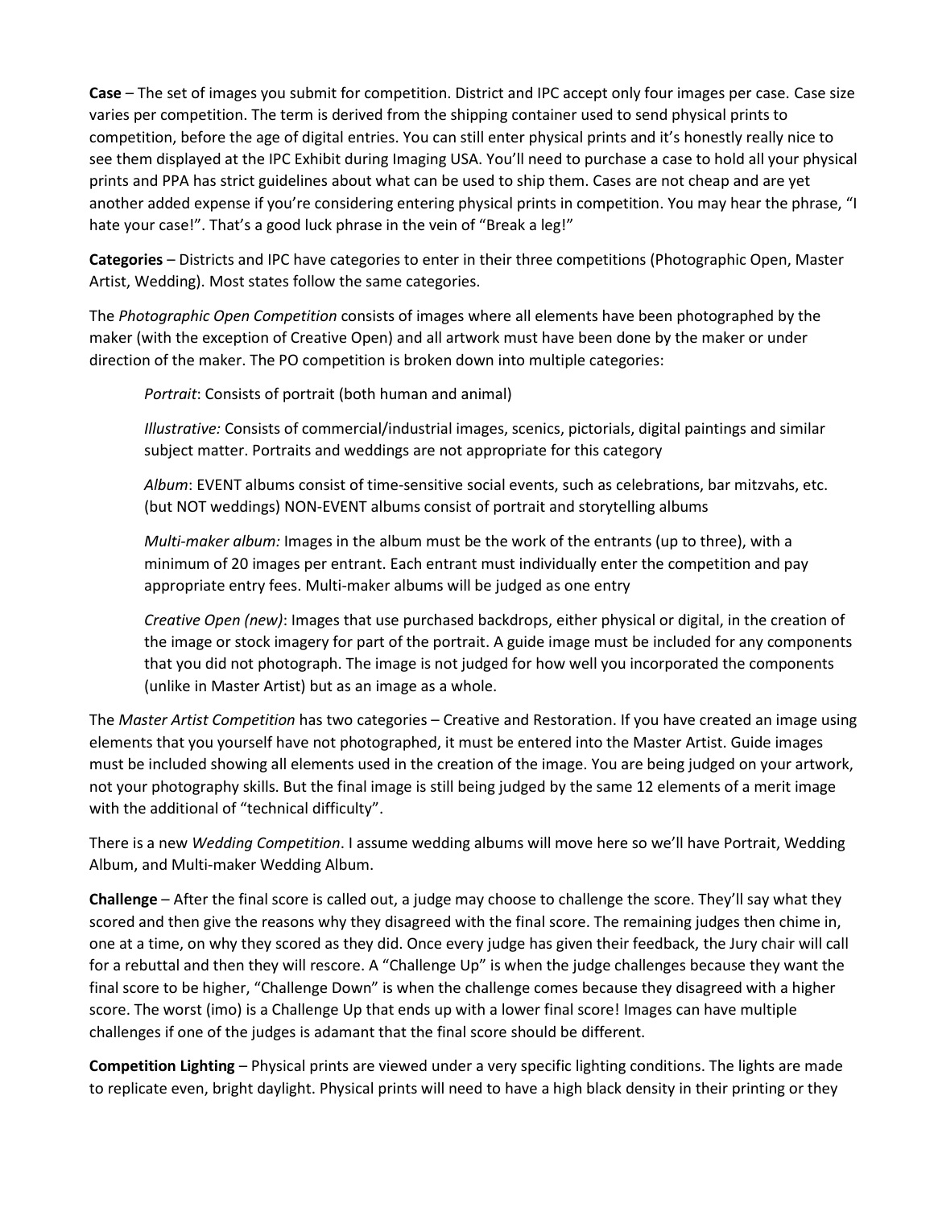**Case** – The set of images you submit for competition. District and IPC accept only four images per case. Case size varies per competition. The term is derived from the shipping container used to send physical prints to competition, before the age of digital entries. You can still enter physical prints and it's honestly really nice to see them displayed at the IPC Exhibit during Imaging USA. You'll need to purchase a case to hold all your physical prints and PPA has strict guidelines about what can be used to ship them. Cases are not cheap and are yet another added expense if you're considering entering physical prints in competition. You may hear the phrase, "I hate your case!". That's a good luck phrase in the vein of "Break a leg!"

**Categories** – Districts and IPC have categories to enter in their three competitions (Photographic Open, Master Artist, Wedding). Most states follow the same categories.

The *Photographic Open Competition* consists of images where all elements have been photographed by the maker (with the exception of Creative Open) and all artwork must have been done by the maker or under direction of the maker. The PO competition is broken down into multiple categories:

> *Portrait*: Consists of portrait (both human and animal)
>
> *Illustrative:* Consists of commercial/industrial images, scenics, pictorials, digital paintings and similar subject matter. Portraits and weddings are not appropriate for this category
>
> *Album*: EVENT albums consist of time-sensitive social events, such as celebrations, bar mitzvahs, etc. (but NOT weddings) NON-EVENT albums consist of portrait and storytelling albums
>
> *Multi-maker album:* Images in the album must be the work of the entrants (up to three), with a minimum of 20 images per entrant. Each entrant must individually enter the competition and pay appropriate entry fees. Multi-maker albums will be judged as one entry
>
> *Creative Open (new)*: Images that use purchased backdrops, either physical or digital, in the creation of the image or stock imagery for part of the portrait. A guide image must be included for any components that you did not photograph. The image is not judged for how well you incorporated the components (unlike in Master Artist) but as an image as a whole.

The *Master Artist Competition* has two categories – Creative and Restoration. If you have created an image using elements that you yourself have not photographed, it must be entered into the Master Artist. Guide images must be included showing all elements used in the creation of the image. You are being judged on your artwork, not your photography skills. But the final image is still being judged by the same 12 elements of a merit image with the additional of "technical difficulty".

There is a new *Wedding Competition*. I assume wedding albums will move here so we'll have Portrait, Wedding Album, and Multi-maker Wedding Album.

**Challenge** – After the final score is called out, a judge may choose to challenge the score. They'll say what they scored and then give the reasons why they disagreed with the final score. The remaining judges then chime in, one at a time, on why they scored as they did. Once every judge has given their feedback, the Jury chair will call for a rebuttal and then they will rescore. A "Challenge Up" is when the judge challenges because they want the final score to be higher, "Challenge Down" is when the challenge comes because they disagreed with a higher score. The worst (imo) is a Challenge Up that ends up with a lower final score! Images can have multiple challenges if one of the judges is adamant that the final score should be different.

**Competition Lighting** – Physical prints are viewed under a very specific lighting conditions. The lights are made to replicate even, bright daylight. Physical prints will need to have a high black density in their printing or they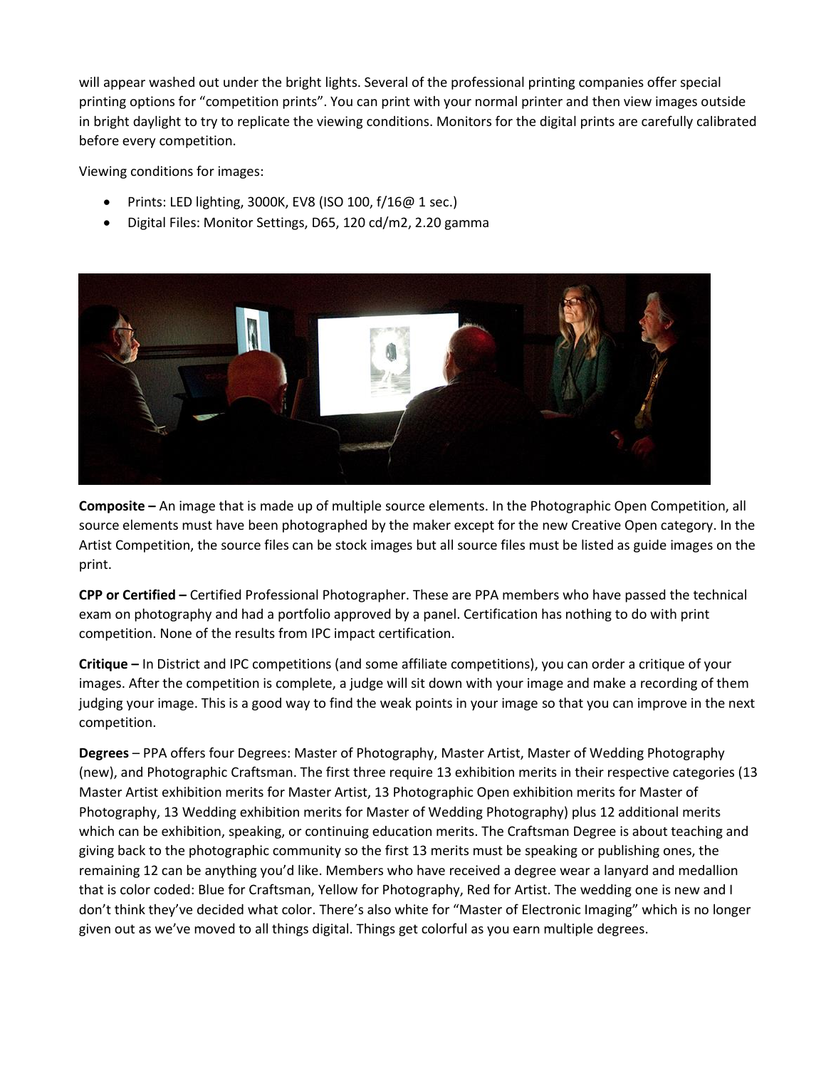will appear washed out under the bright lights. Several of the professional printing companies offer special printing options for "competition prints". You can print with your normal printer and then view images outside in bright daylight to try to replicate the viewing conditions. Monitors for the digital prints are carefully calibrated before every competition.

Viewing conditions for images:

- Prints: LED lighting, 3000K, EV8 (ISO 100, f/16@ 1 sec.)
- Digital Files: Monitor Settings, D65, 120 cd/m2, 2.20 gamma

**Composite –** An image that is made up of multiple source elements. In the Photographic Open Competition, all source elements must have been photographed by the maker except for the new Creative Open category. In the Artist Competition, the source files can be stock images but all source files must be listed as guide images on the print.

**CPP or Certified –** Certified Professional Photographer. These are PPA members who have passed the technical exam on photography and had a portfolio approved by a panel. Certification has nothing to do with print competition. None of the results from IPC impact certification.

**Critique –** In District and IPC competitions (and some affiliate competitions), you can order a critique of your images. After the competition is complete, a judge will sit down with your image and make a recording of them judging your image. This is a good way to find the weak points in your image so that you can improve in the next competition.

**Degrees** – PPA offers four Degrees: Master of Photography, Master Artist, Master of Wedding Photography (new), and Photographic Craftsman. The first three require 13 exhibition merits in their respective categories (13 Master Artist exhibition merits for Master Artist, 13 Photographic Open exhibition merits for Master of Photography, 13 Wedding exhibition merits for Master of Wedding Photography) plus 12 additional merits which can be exhibition, speaking, or continuing education merits. The Craftsman Degree is about teaching and giving back to the photographic community so the first 13 merits must be speaking or publishing ones, the remaining 12 can be anything you'd like. Members who have received a degree wear a lanyard and medallion that is color coded: Blue for Craftsman, Yellow for Photography, Red for Artist. The wedding one is new and I don't think they've decided what color. There's also white for "Master of Electronic Imaging" which is no longer given out as we've moved to all things digital. Things get colorful as you earn multiple degrees.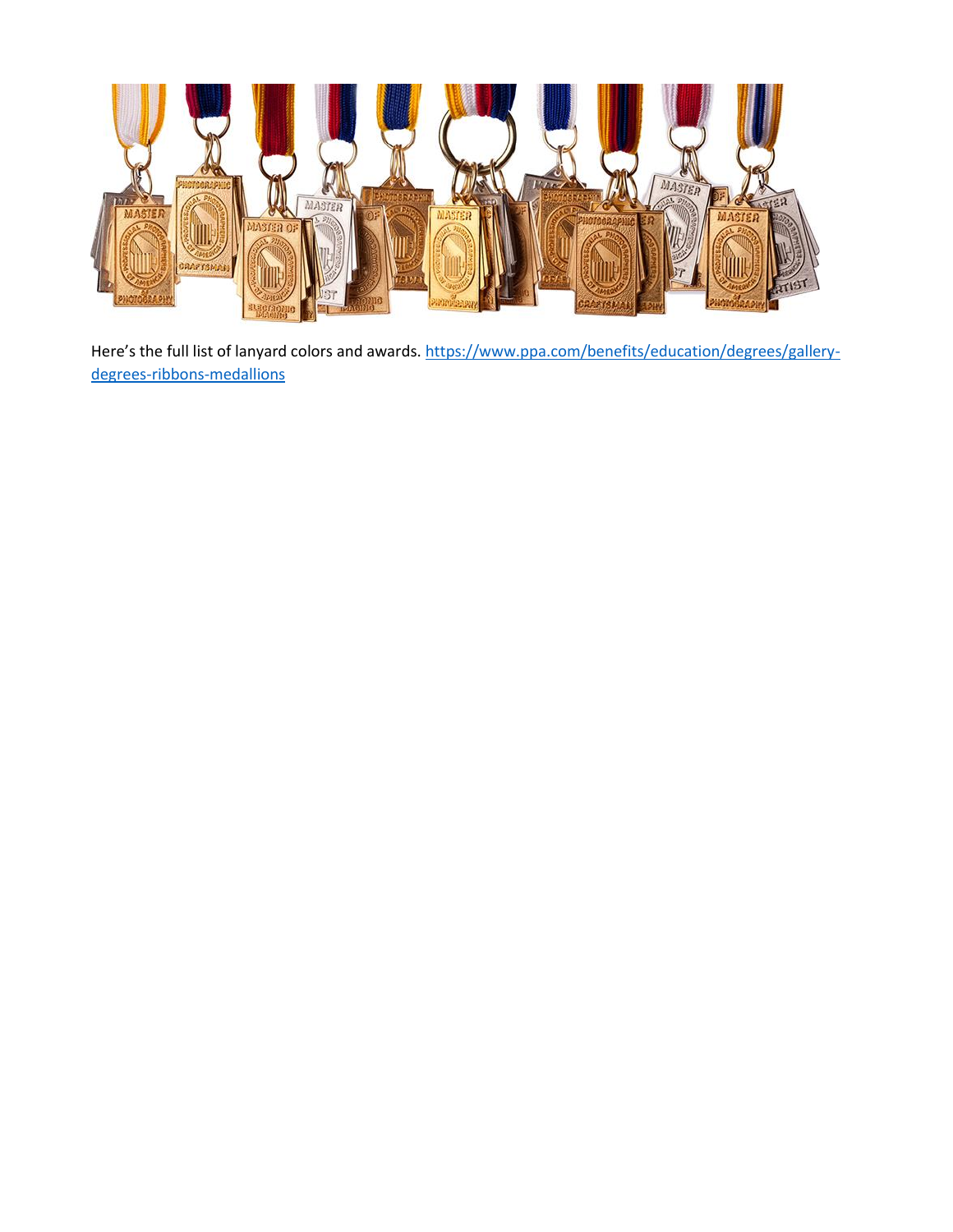Here's the full list of lanyard colors and awards. [https://www.ppa.com/benefits/education/degrees/gallery-degrees-ribbons-medallions](https://www.ppa.com/benefits/education/degrees/gallery-degrees-ribbons-medallions)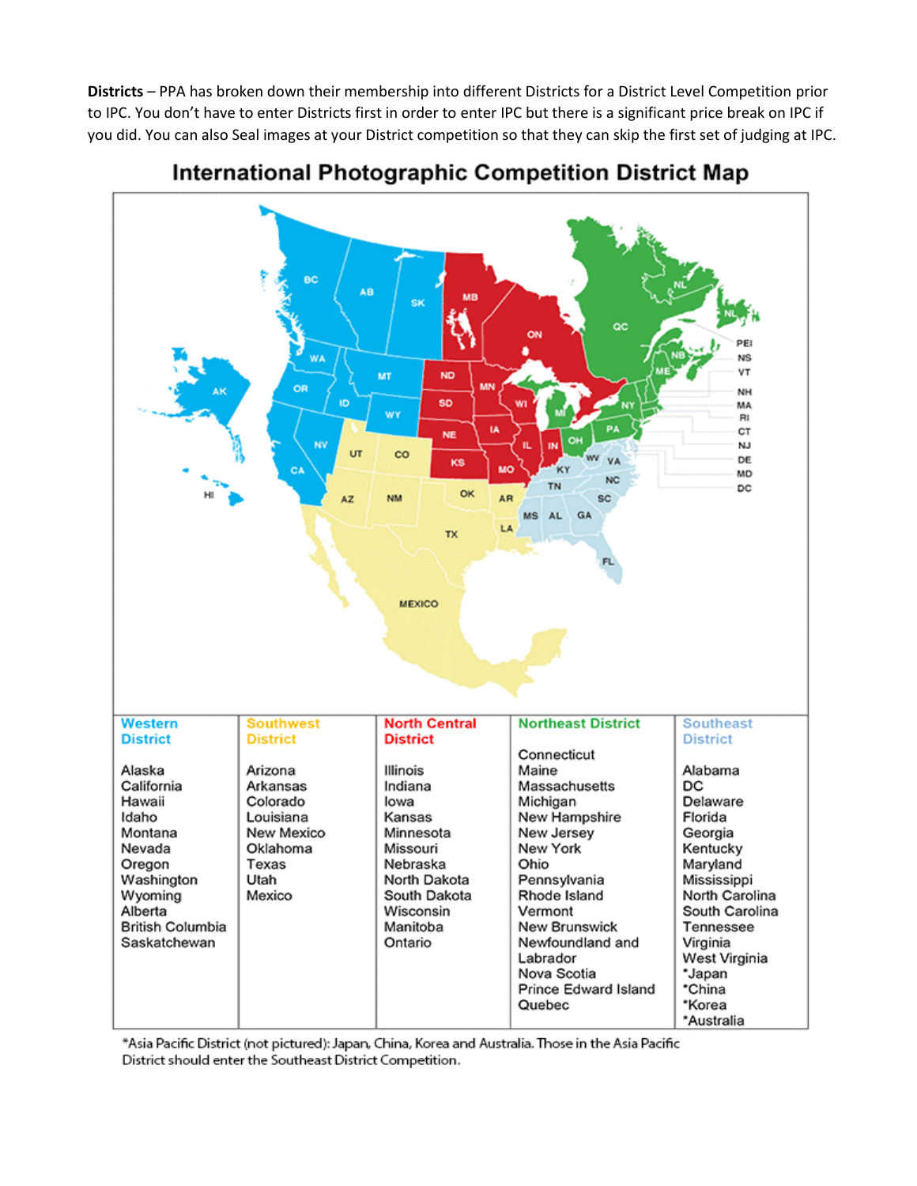**Districts** – PPA has broken down their membership into different Districts for a District Level Competition prior to IPC. You don't have to enter Districts first in order to enter IPC but there is a significant price break on IPC if you did. You can also Seal images at your District competition so that they can skip the first set of judging at IPC.

## International Photographic Competition District Map

| Western District | Southwest District | North Central District | Northeast District | Southeast District |
|---|---|---|---|---|
| Alaska | Arizona | Illinois | Connecticut | Alabama |
| California | Arkansas | Indiana | Maine | DC |
| Hawaii | Colorado | Iowa | Massachusetts | Delaware |
| Idaho | Louisiana | Kansas | Michigan | Florida |
| Montana | New Mexico | Minnesota | New Hampshire | Georgia |
| Nevada | Oklahoma | Missouri | New Jersey | Kentucky |
| Oregon | Texas | Nebraska | New York | Maryland |
| Washington | Utah | North Dakota | Ohio | Mississippi |
| Wyoming | Mexico | South Dakota | Pennsylvania | North Carolina |
| Alberta | | Wisconsin | Rhode Island | South Carolina |
| British Columbia | | Manitoba | Vermont | Tennessee |
| Saskatchewan | | Ontario | New Brunswick | Virginia |
| | | | Newfoundland and Labrador | West Virginia |
| | | | Nova Scotia | *Japan |
| | | | Prince Edward Island | *China |
| | | | Quebec | *Korea |
| | | | | *Australia |

*Asia Pacific District (not pictured): Japan, China, Korea and Australia. Those in the Asia Pacific District should enter the Southeast District Competition.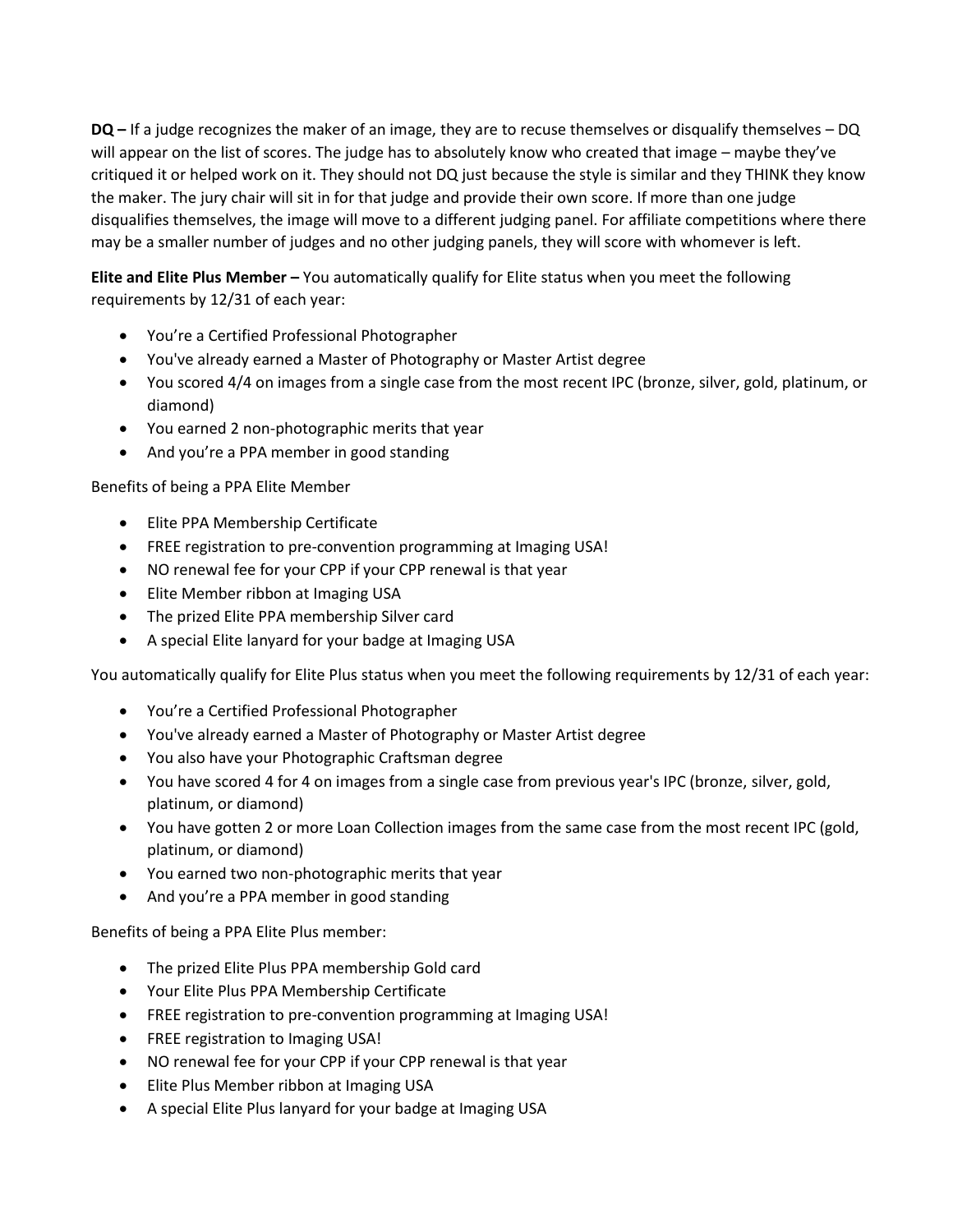**DQ –** If a judge recognizes the maker of an image, they are to recuse themselves or disqualify themselves – DQ will appear on the list of scores. The judge has to absolutely know who created that image – maybe they've critiqued it or helped work on it. They should not DQ just because the style is similar and they THINK they know the maker. The jury chair will sit in for that judge and provide their own score. If more than one judge disqualifies themselves, the image will move to a different judging panel. For affiliate competitions where there may be a smaller number of judges and no other judging panels, they will score with whomever is left.

**Elite and Elite Plus Member –** You automatically qualify for Elite status when you meet the following requirements by 12/31 of each year:

- You're a Certified Professional Photographer
- You've already earned a Master of Photography or Master Artist degree
- You scored 4/4 on images from a single case from the most recent IPC (bronze, silver, gold, platinum, or diamond)
- You earned 2 non-photographic merits that year
- And you're a PPA member in good standing

Benefits of being a PPA Elite Member

- Elite PPA Membership Certificate
- FREE registration to pre-convention programming at Imaging USA!
- NO renewal fee for your CPP if your CPP renewal is that year
- Elite Member ribbon at Imaging USA
- The prized Elite PPA membership Silver card
- A special Elite lanyard for your badge at Imaging USA

You automatically qualify for Elite Plus status when you meet the following requirements by 12/31 of each year:

- You're a Certified Professional Photographer
- You've already earned a Master of Photography or Master Artist degree
- You also have your Photographic Craftsman degree
- You have scored 4 for 4 on images from a single case from previous year's IPC (bronze, silver, gold, platinum, or diamond)
- You have gotten 2 or more Loan Collection images from the same case from the most recent IPC (gold, platinum, or diamond)
- You earned two non-photographic merits that year
- And you're a PPA member in good standing

Benefits of being a PPA Elite Plus member:

- The prized Elite Plus PPA membership Gold card
- Your Elite Plus PPA Membership Certificate
- FREE registration to pre-convention programming at Imaging USA!
- FREE registration to Imaging USA!
- NO renewal fee for your CPP if your CPP renewal is that year
- Elite Plus Member ribbon at Imaging USA
- A special Elite Plus lanyard for your badge at Imaging USA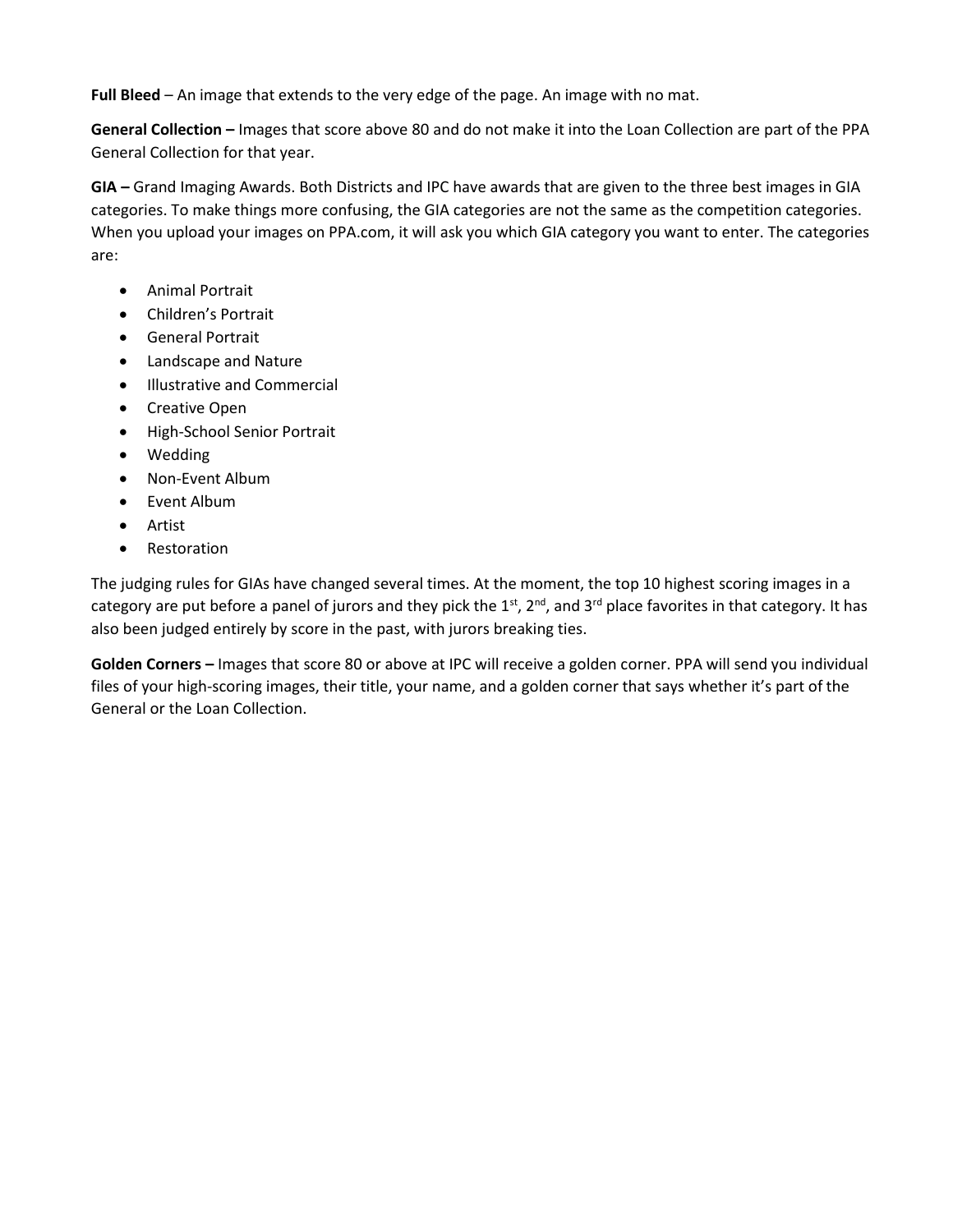**Full Bleed** – An image that extends to the very edge of the page. An image with no mat.

**General Collection –** Images that score above 80 and do not make it into the Loan Collection are part of the PPA General Collection for that year.

**GIA –** Grand Imaging Awards. Both Districts and IPC have awards that are given to the three best images in GIA categories. To make things more confusing, the GIA categories are not the same as the competition categories. When you upload your images on PPA.com, it will ask you which GIA category you want to enter. The categories are:

- Animal Portrait
- Children's Portrait
- General Portrait
- Landscape and Nature
- Illustrative and Commercial
- Creative Open
- High-School Senior Portrait
- Wedding
- Non-Event Album
- Event Album
- Artist
- Restoration

The judging rules for GIAs have changed several times. At the moment, the top 10 highest scoring images in a category are put before a panel of jurors and they pick the 1st, 2nd, and 3rd place favorites in that category. It has also been judged entirely by score in the past, with jurors breaking ties.

**Golden Corners –** Images that score 80 or above at IPC will receive a golden corner. PPA will send you individual files of your high-scoring images, their title, your name, and a golden corner that says whether it's part of the General or the Loan Collection.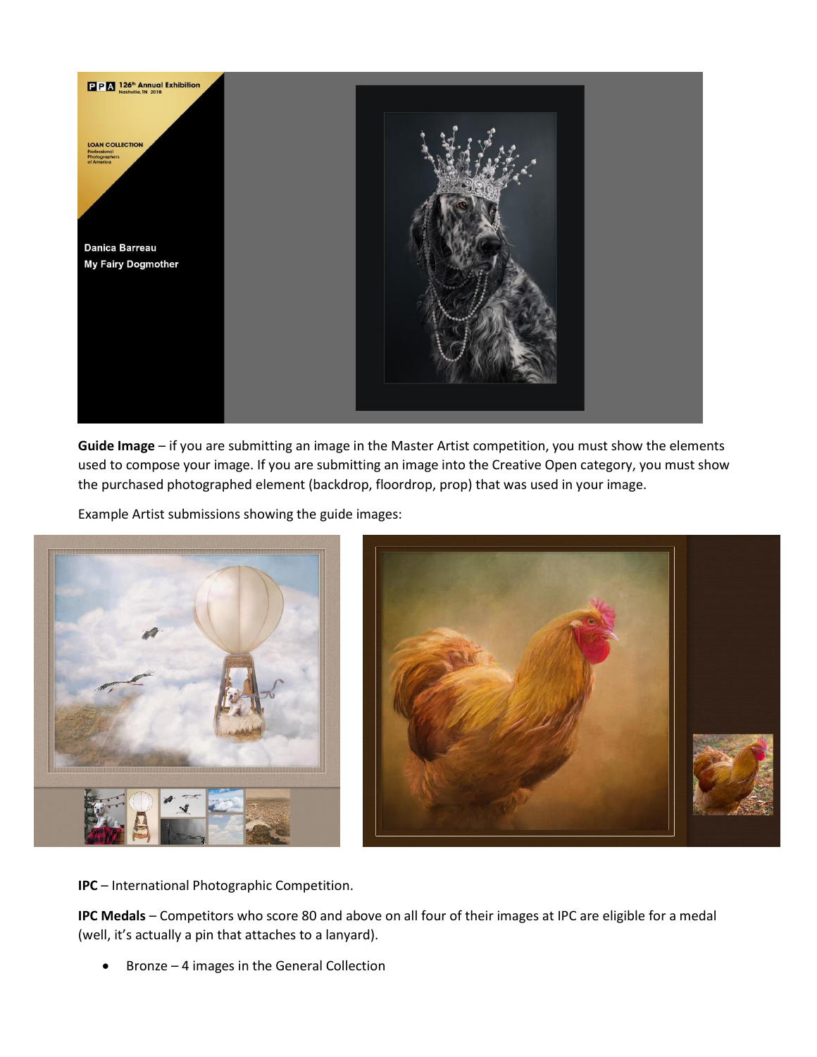**Guide Image** – if you are submitting an image in the Master Artist competition, you must show the elements used to compose your image. If you are submitting an image into the Creative Open category, you must show the purchased photographed element (backdrop, floordrop, prop) that was used in your image.

Example Artist submissions showing the guide images:

**IPC** – International Photographic Competition.

**IPC Medals** – Competitors who score 80 and above on all four of their images at IPC are eligible for a medal (well, it's actually a pin that attaches to a lanyard).

- Bronze – 4 images in the General Collection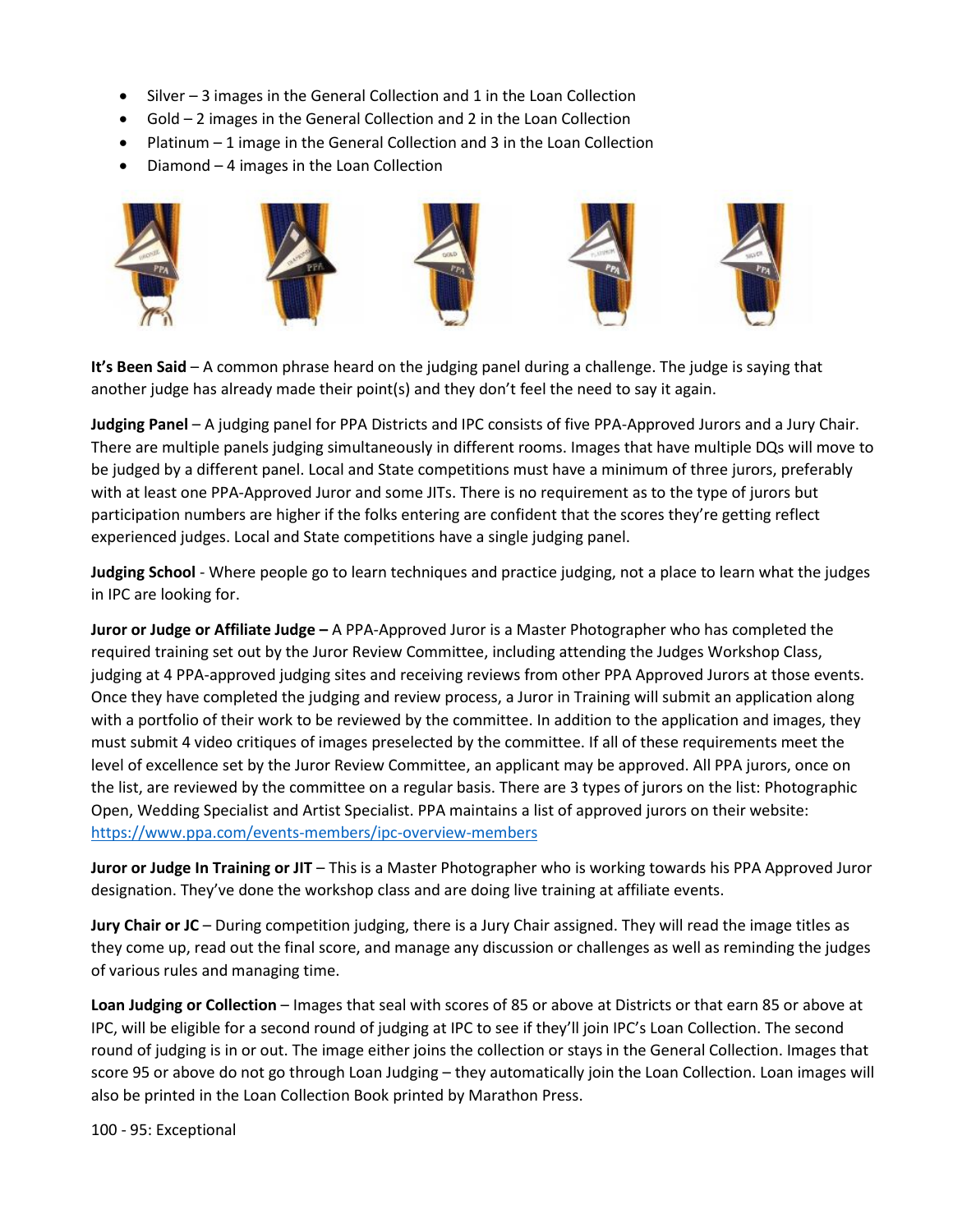- Silver – 3 images in the General Collection and 1 in the Loan Collection
- Gold – 2 images in the General Collection and 2 in the Loan Collection
- Platinum – 1 image in the General Collection and 3 in the Loan Collection
- Diamond – 4 images in the Loan Collection

**It's Been Said** – A common phrase heard on the judging panel during a challenge. The judge is saying that another judge has already made their point(s) and they don't feel the need to say it again.

**Judging Panel** – A judging panel for PPA Districts and IPC consists of five PPA-Approved Jurors and a Jury Chair. There are multiple panels judging simultaneously in different rooms. Images that have multiple DQs will move to be judged by a different panel. Local and State competitions must have a minimum of three jurors, preferably with at least one PPA-Approved Juror and some JITs. There is no requirement as to the type of jurors but participation numbers are higher if the folks entering are confident that the scores they're getting reflect experienced judges. Local and State competitions have a single judging panel.

**Judging School** - Where people go to learn techniques and practice judging, not a place to learn what the judges in IPC are looking for.

**Juror or Judge or Affiliate Judge –** A PPA-Approved Juror is a Master Photographer who has completed the required training set out by the Juror Review Committee, including attending the Judges Workshop Class, judging at 4 PPA-approved judging sites and receiving reviews from other PPA Approved Jurors at those events. Once they have completed the judging and review process, a Juror in Training will submit an application along with a portfolio of their work to be reviewed by the committee. In addition to the application and images, they must submit 4 video critiques of images preselected by the committee. If all of these requirements meet the level of excellence set by the Juror Review Committee, an applicant may be approved. All PPA jurors, once on the list, are reviewed by the committee on a regular basis. There are 3 types of jurors on the list: Photographic Open, Wedding Specialist and Artist Specialist. PPA maintains a list of approved jurors on their website: https://www.ppa.com/events-members/ipc-overview-members

**Juror or Judge In Training or JIT** – This is a Master Photographer who is working towards his PPA Approved Juror designation. They've done the workshop class and are doing live training at affiliate events.

**Jury Chair or JC** – During competition judging, there is a Jury Chair assigned. They will read the image titles as they come up, read out the final score, and manage any discussion or challenges as well as reminding the judges of various rules and managing time.

**Loan Judging or Collection** – Images that seal with scores of 85 or above at Districts or that earn 85 or above at IPC, will be eligible for a second round of judging at IPC to see if they'll join IPC's Loan Collection. The second round of judging is in or out. The image either joins the collection or stays in the General Collection. Images that score 95 or above do not go through Loan Judging – they automatically join the Loan Collection. Loan images will also be printed in the Loan Collection Book printed by Marathon Press.

100 - 95: Exceptional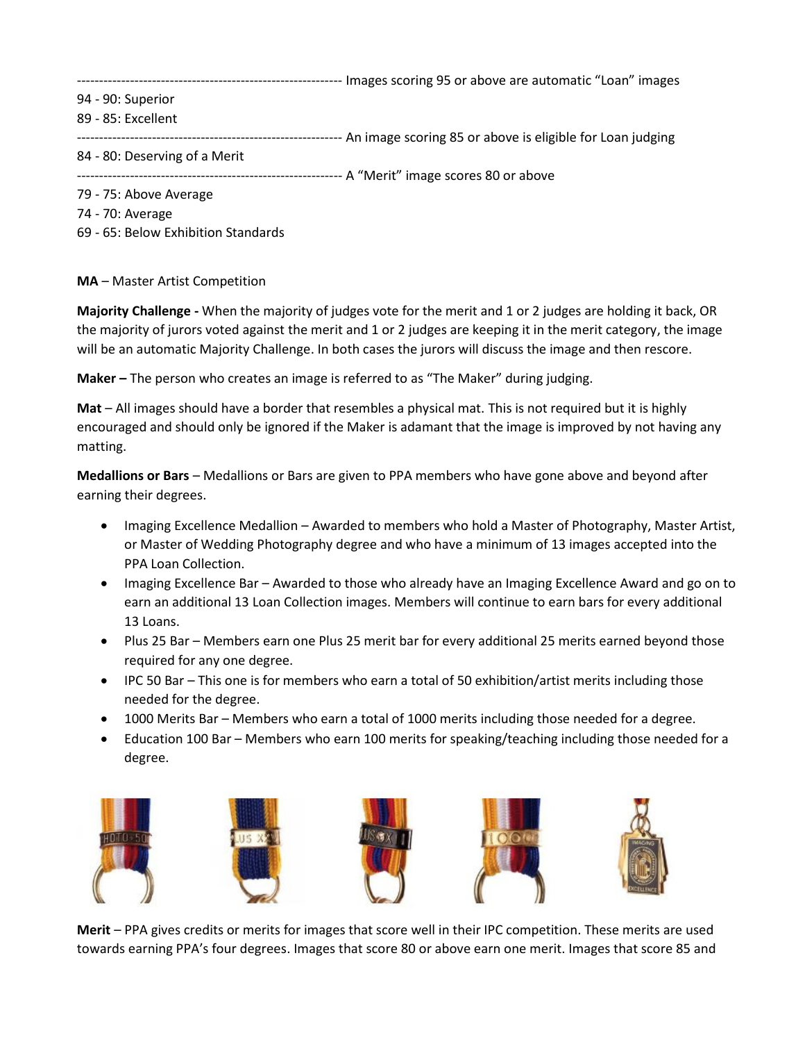------------------------------------------------------------ Images scoring 95 or above are automatic "Loan" images

94 - 90: Superior

89 - 85: Excellent

------------------------------------------------------------ An image scoring 85 or above is eligible for Loan judging

84 - 80: Deserving of a Merit

------------------------------------------------------------ A "Merit" image scores 80 or above

79 - 75: Above Average

74 - 70: Average

69 - 65: Below Exhibition Standards

**MA** – Master Artist Competition

**Majority Challenge -** When the majority of judges vote for the merit and 1 or 2 judges are holding it back, OR the majority of jurors voted against the merit and 1 or 2 judges are keeping it in the merit category, the image will be an automatic Majority Challenge. In both cases the jurors will discuss the image and then rescore.

**Maker –** The person who creates an image is referred to as "The Maker" during judging.

**Mat** – All images should have a border that resembles a physical mat. This is not required but it is highly encouraged and should only be ignored if the Maker is adamant that the image is improved by not having any matting.

**Medallions or Bars** – Medallions or Bars are given to PPA members who have gone above and beyond after earning their degrees.

- Imaging Excellence Medallion – Awarded to members who hold a Master of Photography, Master Artist, or Master of Wedding Photography degree and who have a minimum of 13 images accepted into the PPA Loan Collection.
- Imaging Excellence Bar – Awarded to those who already have an Imaging Excellence Award and go on to earn an additional 13 Loan Collection images. Members will continue to earn bars for every additional 13 Loans.
- Plus 25 Bar – Members earn one Plus 25 merit bar for every additional 25 merits earned beyond those required for any one degree.
- IPC 50 Bar – This one is for members who earn a total of 50 exhibition/artist merits including those needed for the degree.
- 1000 Merits Bar – Members who earn a total of 1000 merits including those needed for a degree.
- Education 100 Bar – Members who earn 100 merits for speaking/teaching including those needed for a degree.

**Merit** – PPA gives credits or merits for images that score well in their IPC competition. These merits are used towards earning PPA's four degrees. Images that score 80 or above earn one merit. Images that score 85 and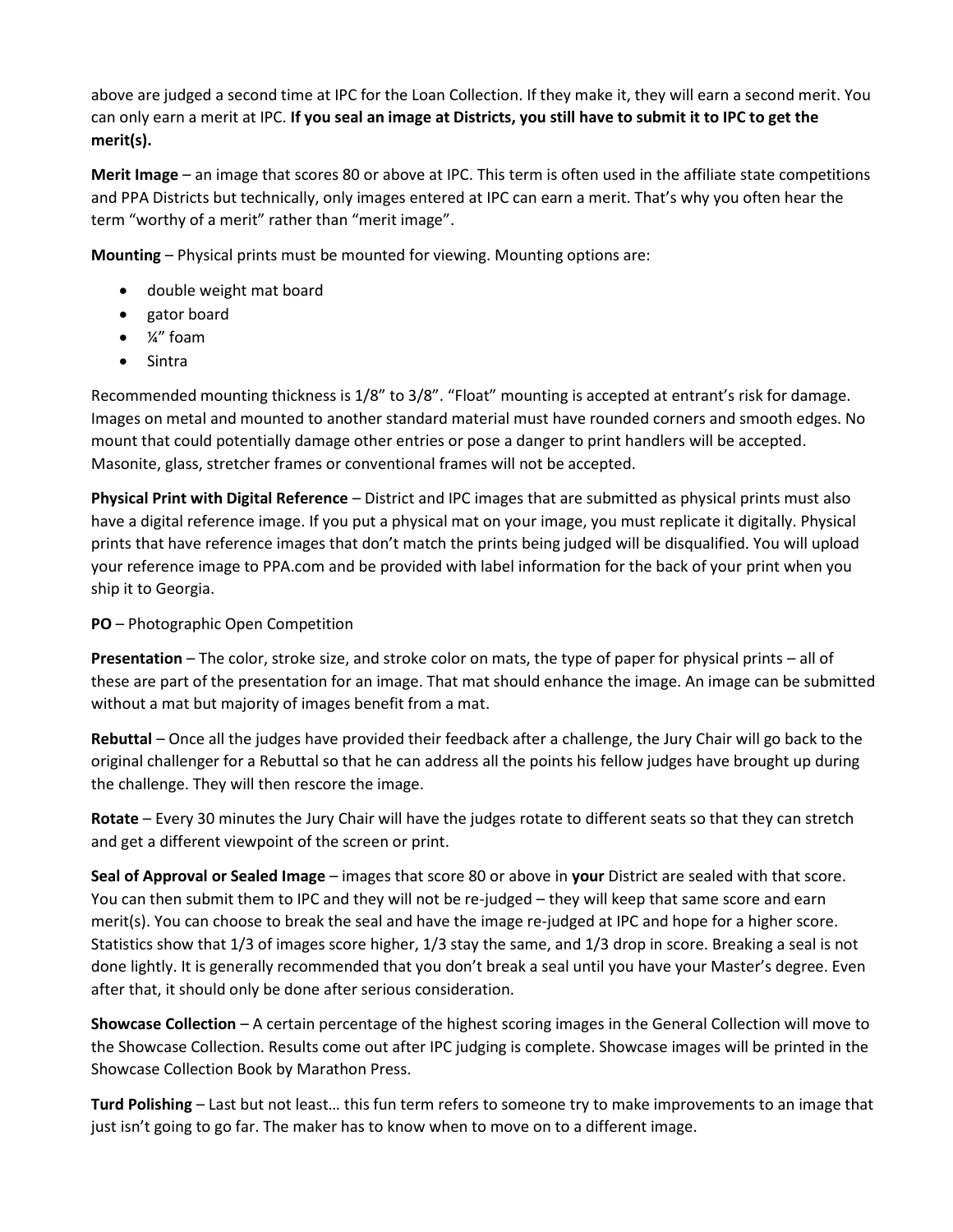above are judged a second time at IPC for the Loan Collection. If they make it, they will earn a second merit. You can only earn a merit at IPC. **If you seal an image at Districts, you still have to submit it to IPC to get the merit(s).**

**Merit Image** – an image that scores 80 or above at IPC. This term is often used in the affiliate state competitions and PPA Districts but technically, only images entered at IPC can earn a merit. That's why you often hear the term "worthy of a merit" rather than "merit image".

**Mounting** – Physical prints must be mounted for viewing. Mounting options are:

- double weight mat board
- gator board
- ¼" foam
- Sintra

Recommended mounting thickness is 1/8" to 3/8". "Float" mounting is accepted at entrant's risk for damage. Images on metal and mounted to another standard material must have rounded corners and smooth edges. No mount that could potentially damage other entries or pose a danger to print handlers will be accepted. Masonite, glass, stretcher frames or conventional frames will not be accepted.

**Physical Print with Digital Reference** – District and IPC images that are submitted as physical prints must also have a digital reference image. If you put a physical mat on your image, you must replicate it digitally. Physical prints that have reference images that don't match the prints being judged will be disqualified. You will upload your reference image to PPA.com and be provided with label information for the back of your print when you ship it to Georgia.

**PO** – Photographic Open Competition

**Presentation** – The color, stroke size, and stroke color on mats, the type of paper for physical prints – all of these are part of the presentation for an image. That mat should enhance the image. An image can be submitted without a mat but majority of images benefit from a mat.

**Rebuttal** – Once all the judges have provided their feedback after a challenge, the Jury Chair will go back to the original challenger for a Rebuttal so that he can address all the points his fellow judges have brought up during the challenge. They will then rescore the image.

**Rotate** – Every 30 minutes the Jury Chair will have the judges rotate to different seats so that they can stretch and get a different viewpoint of the screen or print.

**Seal of Approval or Sealed Image** – images that score 80 or above in **your** District are sealed with that score. You can then submit them to IPC and they will not be re-judged – they will keep that same score and earn merit(s). You can choose to break the seal and have the image re-judged at IPC and hope for a higher score. Statistics show that 1/3 of images score higher, 1/3 stay the same, and 1/3 drop in score. Breaking a seal is not done lightly. It is generally recommended that you don't break a seal until you have your Master's degree. Even after that, it should only be done after serious consideration.

**Showcase Collection** – A certain percentage of the highest scoring images in the General Collection will move to the Showcase Collection. Results come out after IPC judging is complete. Showcase images will be printed in the Showcase Collection Book by Marathon Press.

**Turd Polishing** – Last but not least… this fun term refers to someone try to make improvements to an image that just isn't going to go far. The maker has to know when to move on to a different image.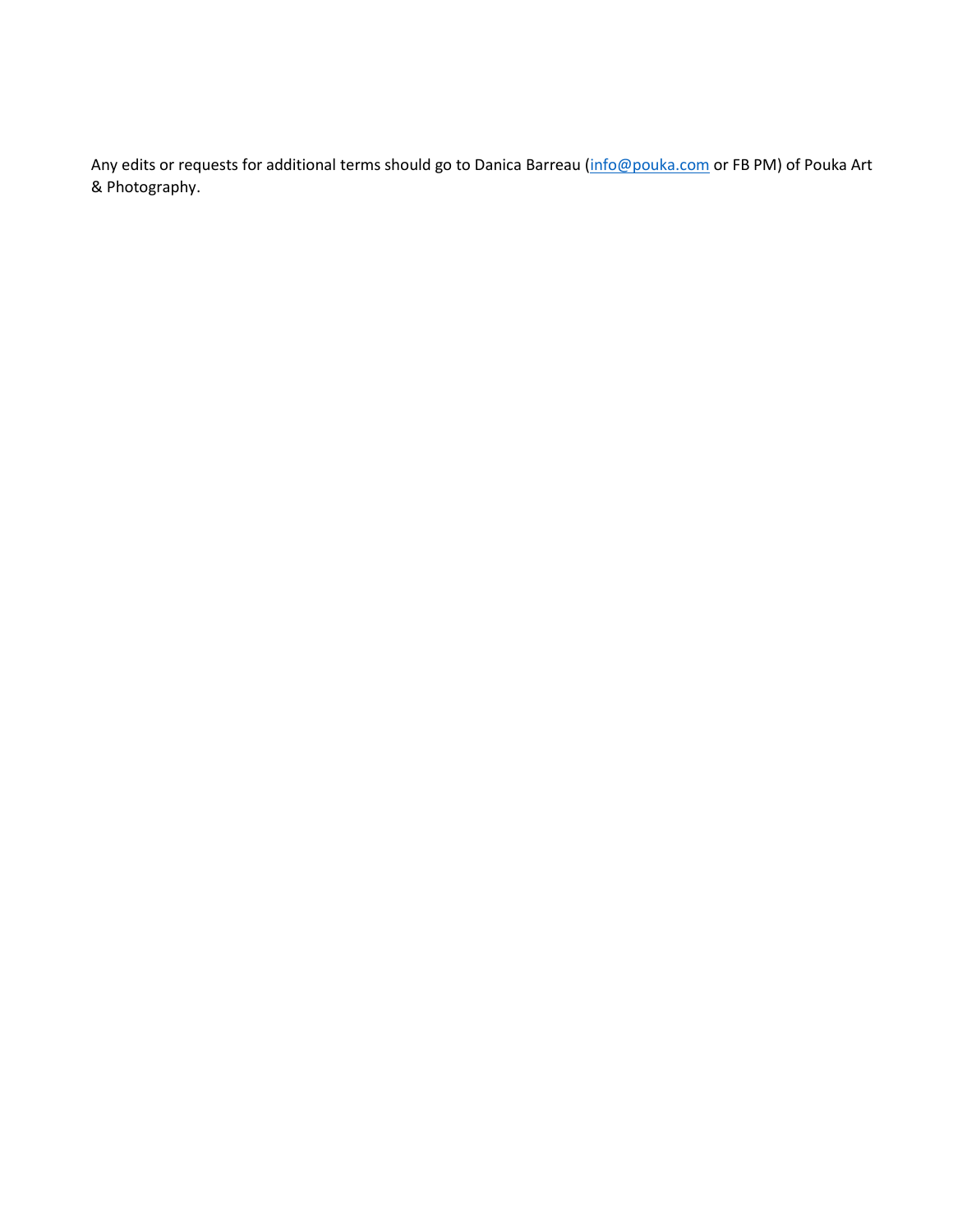Any edits or requests for additional terms should go to Danica Barreau ([info@pouka.com](mailto:info@pouka.com) or FB PM) of Pouka Art & Photography.